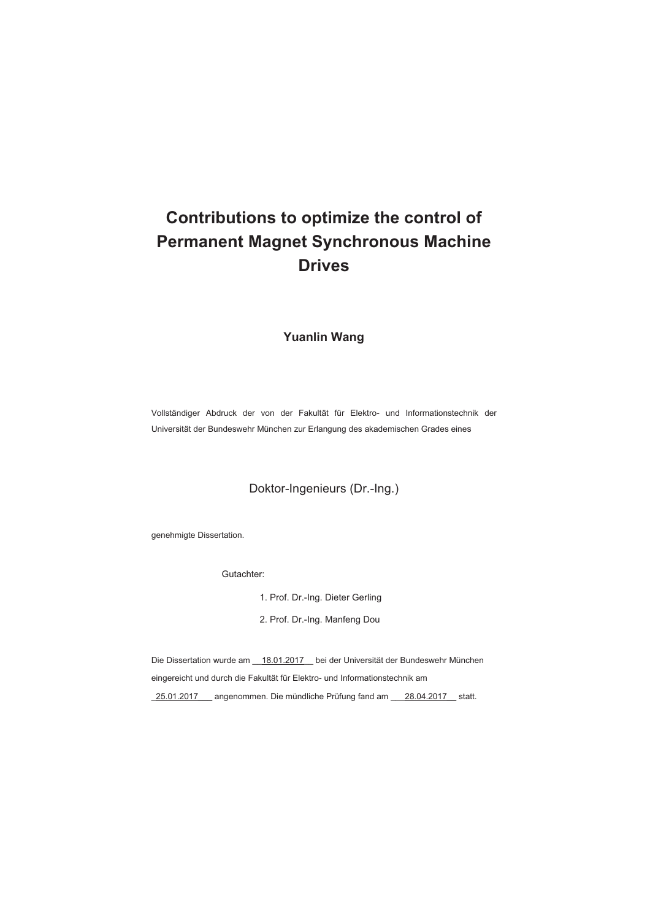# Contributions to optimize the control of Permanent Magnet Synchronous Machine Drives

**Yuanlin Wang**

Vollständiger Abdruck der von der Fakultät für Elektro- und Informationstechnik der Universität der Bundeswehr München zur Erlangung des akademischen Grades eines

Doktor-Ingenieurs (Dr.-Ing.)

genehmigte Dissertation.

Gutachter:

1. Prof. Dr.-Ing. Dieter Gerling
2. Prof. Dr.-Ing. Manfeng Dou

Die Dissertation wurde am 18.01.2017 bei der Universität der Bundeswehr München eingereicht und durch die Fakultät für Elektro- und Informationstechnik am 25.01.2017 angenommen. Die mündliche Prüfung fand am 28.04.2017 statt.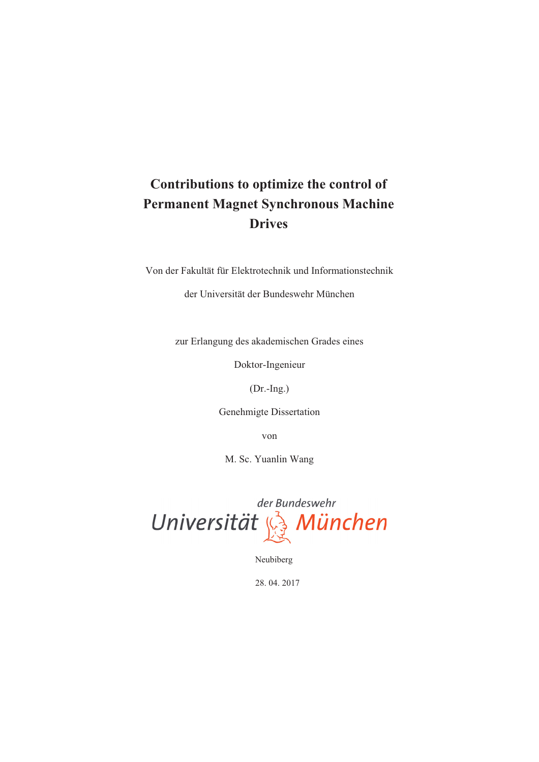# Contributions to optimize the control of Permanent Magnet Synchronous Machine Drives

Von der Fakultät für Elektrotechnik und Informationstechnik

der Universität der Bundeswehr München

zur Erlangung des akademischen Grades eines

Doktor-Ingenieur

(Dr.-Ing.)

Genehmigte Dissertation

von

M. Sc. Yuanlin Wang

Universität der Bundeswehr München

Neubiberg

28. 04. 2017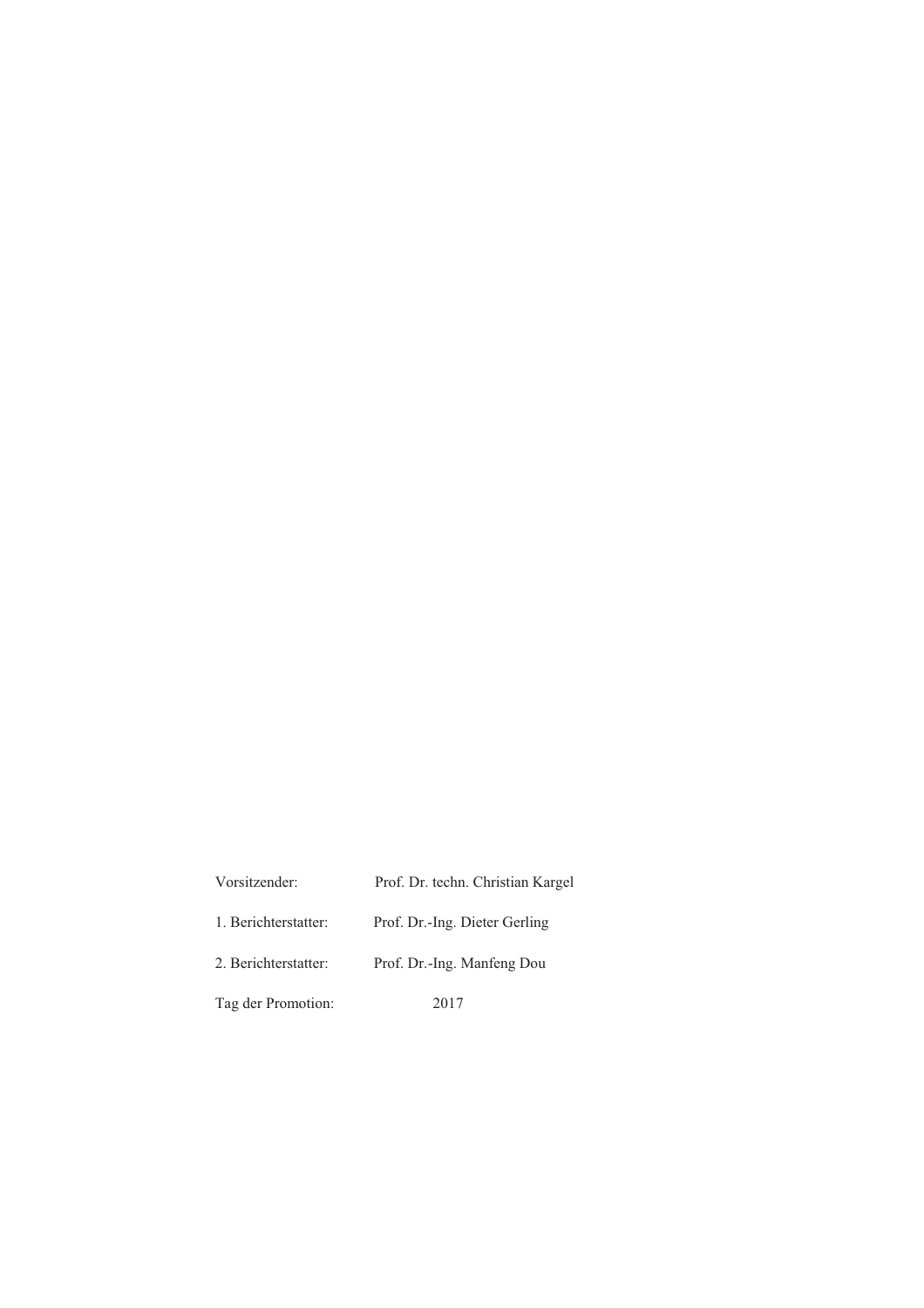| | |
|---|---|
| Vorsitzender: | Prof. Dr. techn. Christian Kargel |
| 1. Berichterstatter: | Prof. Dr.-Ing. Dieter Gerling |
| 2. Berichterstatter: | Prof. Dr.-Ing. Manfeng Dou |
| Tag der Promotion: | 2017 |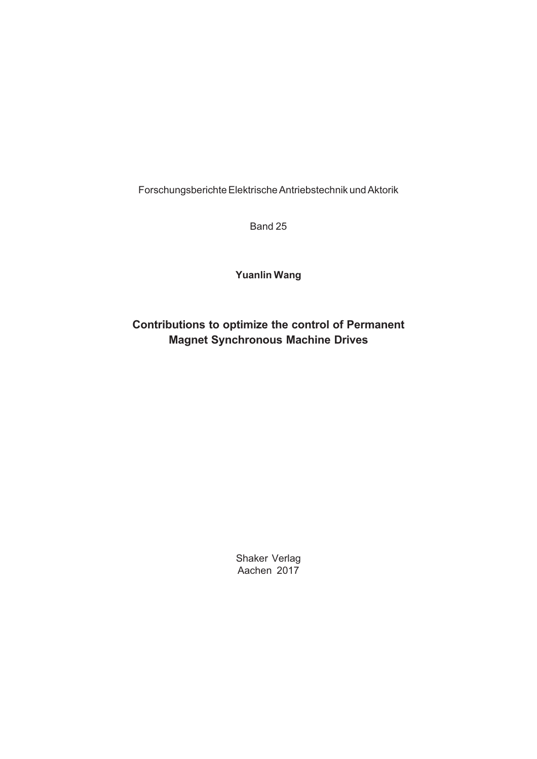Forschungsberichte Elektrische Antriebstechnik und Aktorik

Band 25

**Yuanlin Wang**

# Contributions to optimize the control of Permanent Magnet Synchronous Machine Drives

Shaker Verlag
Aachen 2017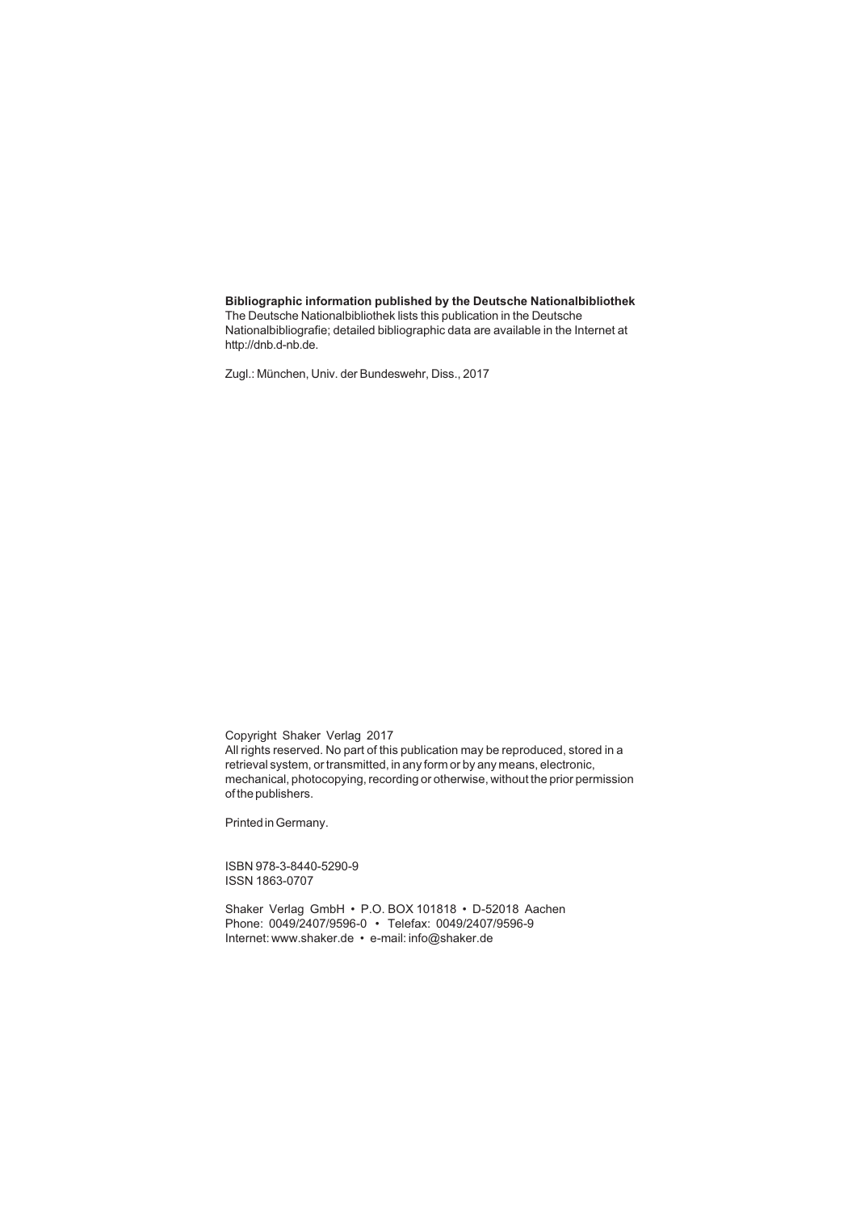**Bibliographic information published by the Deutsche Nationalbibliothek**
The Deutsche Nationalbibliothek lists this publication in the Deutsche Nationalbibliografie; detailed bibliographic data are available in the Internet at http://dnb.d-nb.de.

Zugl.: München, Univ. der Bundeswehr, Diss., 2017

Copyright Shaker Verlag 2017
All rights reserved. No part of this publication may be reproduced, stored in a retrieval system, or transmitted, in any form or by any means, electronic, mechanical, photocopying, recording or otherwise, without the prior permission of the publishers.

Printed in Germany.

ISBN 978-3-8440-5290-9
ISSN 1863-0707

Shaker Verlag GmbH • P.O. BOX 101818 • D-52018 Aachen
Phone: 0049/2407/9596-0 • Telefax: 0049/2407/9596-9
Internet: www.shaker.de • e-mail: info@shaker.de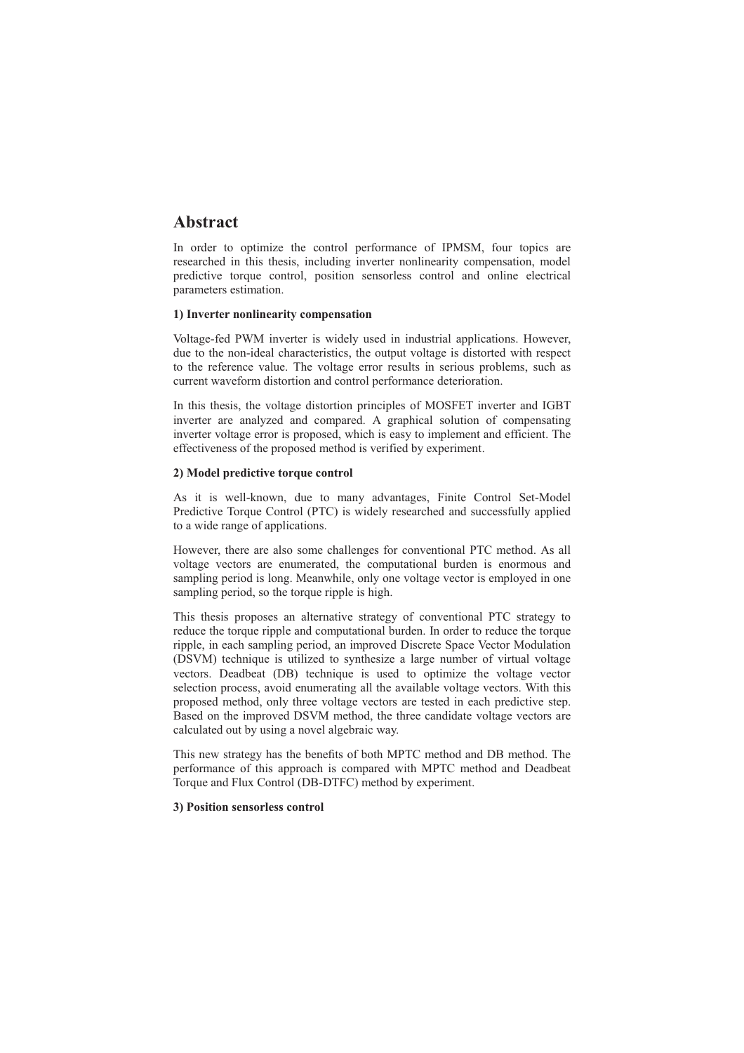# Abstract

In order to optimize the control performance of IPMSM, four topics are researched in this thesis, including inverter nonlinearity compensation, model predictive torque control, position sensorless control and online electrical parameters estimation.

**1) Inverter nonlinearity compensation**

Voltage-fed PWM inverter is widely used in industrial applications. However, due to the non-ideal characteristics, the output voltage is distorted with respect to the reference value. The voltage error results in serious problems, such as current waveform distortion and control performance deterioration.

In this thesis, the voltage distortion principles of MOSFET inverter and IGBT inverter are analyzed and compared. A graphical solution of compensating inverter voltage error is proposed, which is easy to implement and efficient. The effectiveness of the proposed method is verified by experiment.

**2) Model predictive torque control**

As it is well-known, due to many advantages, Finite Control Set-Model Predictive Torque Control (PTC) is widely researched and successfully applied to a wide range of applications.

However, there are also some challenges for conventional PTC method. As all voltage vectors are enumerated, the computational burden is enormous and sampling period is long. Meanwhile, only one voltage vector is employed in one sampling period, so the torque ripple is high.

This thesis proposes an alternative strategy of conventional PTC strategy to reduce the torque ripple and computational burden. In order to reduce the torque ripple, in each sampling period, an improved Discrete Space Vector Modulation (DSVM) technique is utilized to synthesize a large number of virtual voltage vectors. Deadbeat (DB) technique is used to optimize the voltage vector selection process, avoid enumerating all the available voltage vectors. With this proposed method, only three voltage vectors are tested in each predictive step. Based on the improved DSVM method, the three candidate voltage vectors are calculated out by using a novel algebraic way.

This new strategy has the benefits of both MPTC method and DB method. The performance of this approach is compared with MPTC method and Deadbeat Torque and Flux Control (DB-DTFC) method by experiment.

**3) Position sensorless control**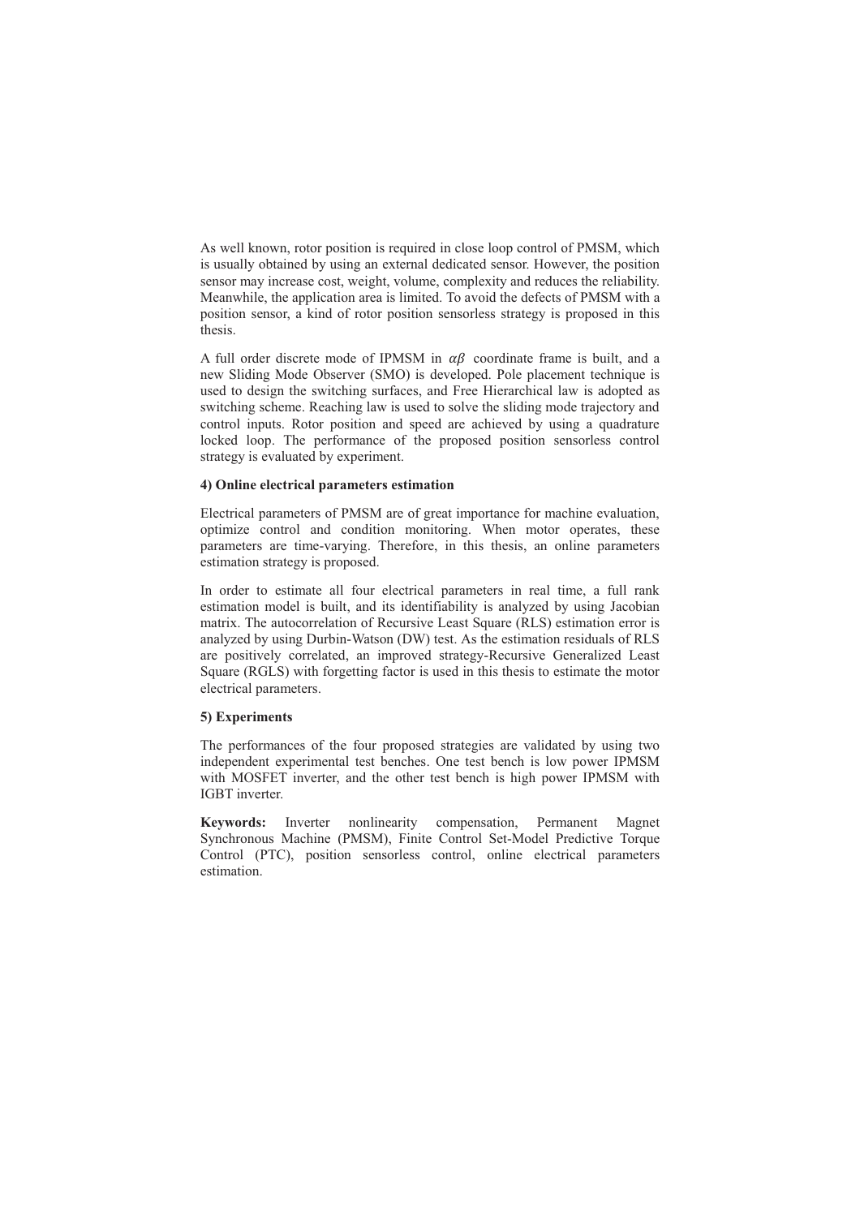As well known, rotor position is required in close loop control of PMSM, which is usually obtained by using an external dedicated sensor. However, the position sensor may increase cost, weight, volume, complexity and reduces the reliability. Meanwhile, the application area is limited. To avoid the defects of PMSM with a position sensor, a kind of rotor position sensorless strategy is proposed in this thesis.

A full order discrete mode of IPMSM in $\alpha\beta$ coordinate frame is built, and a new Sliding Mode Observer (SMO) is developed. Pole placement technique is used to design the switching surfaces, and Free Hierarchical law is adopted as switching scheme. Reaching law is used to solve the sliding mode trajectory and control inputs. Rotor position and speed are achieved by using a quadrature locked loop. The performance of the proposed position sensorless control strategy is evaluated by experiment.

**4) Online electrical parameters estimation**

Electrical parameters of PMSM are of great importance for machine evaluation, optimize control and condition monitoring. When motor operates, these parameters are time-varying. Therefore, in this thesis, an online parameters estimation strategy is proposed.

In order to estimate all four electrical parameters in real time, a full rank estimation model is built, and its identifiability is analyzed by using Jacobian matrix. The autocorrelation of Recursive Least Square (RLS) estimation error is analyzed by using Durbin-Watson (DW) test. As the estimation residuals of RLS are positively correlated, an improved strategy-Recursive Generalized Least Square (RGLS) with forgetting factor is used in this thesis to estimate the motor electrical parameters.

**5) Experiments**

The performances of the four proposed strategies are validated by using two independent experimental test benches. One test bench is low power IPMSM with MOSFET inverter, and the other test bench is high power IPMSM with IGBT inverter.

**Keywords:** Inverter nonlinearity compensation, Permanent Magnet Synchronous Machine (PMSM), Finite Control Set-Model Predictive Torque Control (PTC), position sensorless control, online electrical parameters estimation.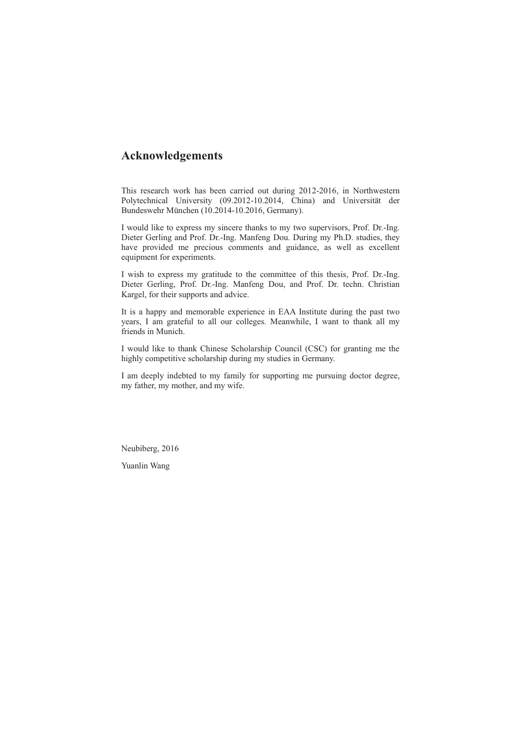## Acknowledgements

This research work has been carried out during 2012-2016, in Northwestern Polytechnical University (09.2012-10.2014, China) and Universität der Bundeswehr München (10.2014-10.2016, Germany).

I would like to express my sincere thanks to my two supervisors, Prof. Dr.-Ing. Dieter Gerling and Prof. Dr.-Ing. Manfeng Dou. During my Ph.D. studies, they have provided me precious comments and guidance, as well as excellent equipment for experiments.

I wish to express my gratitude to the committee of this thesis, Prof. Dr.-Ing. Dieter Gerling, Prof. Dr.-Ing. Manfeng Dou, and Prof. Dr. techn. Christian Kargel, for their supports and advice.

It is a happy and memorable experience in EAA Institute during the past two years, I am grateful to all our colleges. Meanwhile, I want to thank all my friends in Munich.

I would like to thank Chinese Scholarship Council (CSC) for granting me the highly competitive scholarship during my studies in Germany.

I am deeply indebted to my family for supporting me pursuing doctor degree, my father, my mother, and my wife.

Neubiberg, 2016

Yuanlin Wang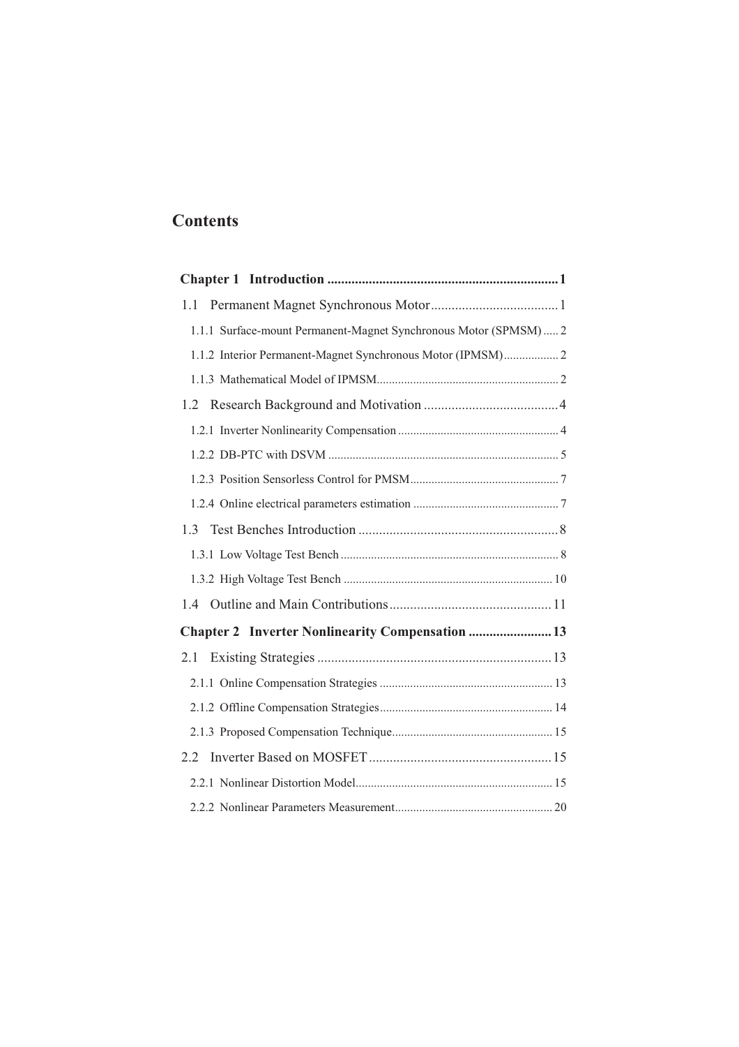# Contents

**Chapter 1 Introduction .................................................................. 1**

1.1 Permanent Magnet Synchronous Motor ..................................... 1

1.1.1 Surface-mount Permanent-Magnet Synchronous Motor (SPMSM) ..... 2

1.1.2 Interior Permanent-Magnet Synchronous Motor (IPMSM) .................. 2

1.1.3 Mathematical Model of IPMSM ........................................................... 2

1.2 Research Background and Motivation ....................................... 4

1.2.1 Inverter Nonlinearity Compensation ..................................................... 4

1.2.2 DB-PTC with DSVM ............................................................................ 5

1.2.3 Position Sensorless Control for PMSM ................................................ 7

1.2.4 Online electrical parameters estimation ................................................ 7

1.3 Test Benches Introduction .......................................................... 8

1.3.1 Low Voltage Test Bench ........................................................................ 8

1.3.2 High Voltage Test Bench ...................................................................... 10

1.4 Outline and Main Contributions ............................................... 11

**Chapter 2 Inverter Nonlinearity Compensation ........................ 13**

2.1 Existing Strategies .................................................................... 13

2.1.1 Online Compensation Strategies .......................................................... 13

2.1.2 Offline Compensation Strategies .......................................................... 14

2.1.3 Proposed Compensation Technique ..................................................... 15

2.2 Inverter Based on MOSFET ..................................................... 15

2.2.1 Nonlinear Distortion Model .................................................................. 15

2.2.2 Nonlinear Parameters Measurement .................................................... 20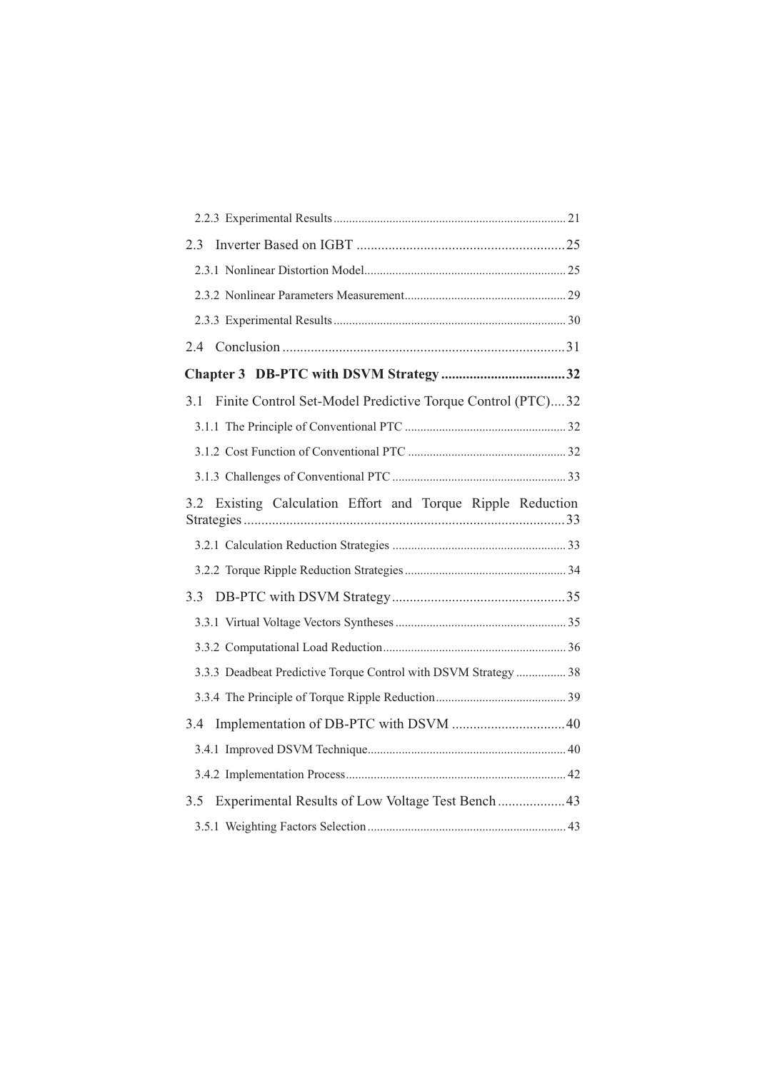2.2.3 Experimental Results .......................................................................... 21

2.3 Inverter Based on IGBT .......................................................... 25

2.3.1 Nonlinear Distortion Model ................................................................ 25

2.3.2 Nonlinear Parameters Measurement ................................................... 29

2.3.3 Experimental Results .......................................................................... 30

2.4 Conclusion ............................................................................... 31

**Chapter 3 DB-PTC with DSVM Strategy ................................... 32**

3.1 Finite Control Set-Model Predictive Torque Control (PTC) .... 32

3.1.1 The Principle of Conventional PTC .................................................... 32

3.1.2 Cost Function of Conventional PTC ................................................... 32

3.1.3 Challenges of Conventional PTC ........................................................ 33

3.2 Existing Calculation Effort and Torque Ripple Reduction Strategies .......................................................................................... 33

3.2.1 Calculation Reduction Strategies ........................................................ 33

3.2.2 Torque Ripple Reduction Strategies .................................................... 34

3.3 DB-PTC with DSVM Strategy ................................................. 35

3.3.1 Virtual Voltage Vectors Syntheses ...................................................... 35

3.3.2 Computational Load Reduction ........................................................... 36

3.3.3 Deadbeat Predictive Torque Control with DSVM Strategy ................ 38

3.3.4 The Principle of Torque Ripple Reduction .......................................... 39

3.4 Implementation of DB-PTC with DSVM ................................ 40

3.4.1 Improved DSVM Technique ................................................................ 40

3.4.2 Implementation Process ....................................................................... 42

3.5 Experimental Results of Low Voltage Test Bench ................... 43

3.5.1 Weighting Factors Selection ................................................................ 43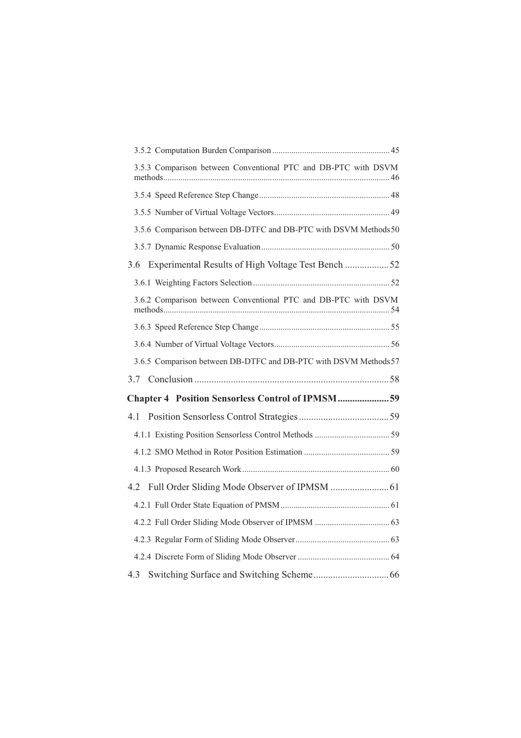3.5.2 Computation Burden Comparison ........................................................ 45

3.5.3 Comparison between Conventional PTC and DB-PTC with DSVM methods ........................................................................................................ 46

3.5.4 Speed Reference Step Change ............................................................. 48

3.5.5 Number of Virtual Voltage Vectors ...................................................... 49

3.5.6 Comparison between DB-DTFC and DB-PTC with DSVM Methods 50

3.5.7 Dynamic Response Evaluation ............................................................ 50

3.6 Experimental Results of High Voltage Test Bench .................. 52

3.6.1 Weighting Factors Selection ................................................................ 52

3.6.2 Comparison between Conventional PTC and DB-PTC with DSVM methods ........................................................................................................ 54

3.6.3 Speed Reference Step Change ............................................................. 55

3.6.4 Number of Virtual Voltage Vectors ...................................................... 56

3.6.5 Comparison between DB-DTFC and DB-PTC with DSVM Methods 57

3.7 Conclusion ................................................................................ 58

**Chapter 4 Position Sensorless Control of IPMSM ..................... 59**

4.1 Position Sensorless Control Strategies ..................................... 59

4.1.1 Existing Position Sensorless Control Methods ................................... 59

4.1.2 SMO Method in Rotor Position Estimation ........................................ 59

4.1.3 Proposed Research Work ..................................................................... 60

4.2 Full Order Sliding Mode Observer of IPMSM ........................ 61

4.2.1 Full Order State Equation of PMSM ................................................... 61

4.2.2 Full Order Sliding Mode Observer of IPMSM ................................... 63

4.2.3 Regular Form of Sliding Mode Observer ............................................ 63

4.2.4 Discrete Form of Sliding Mode Observer ........................................... 64

4.3 Switching Surface and Switching Scheme ............................... 66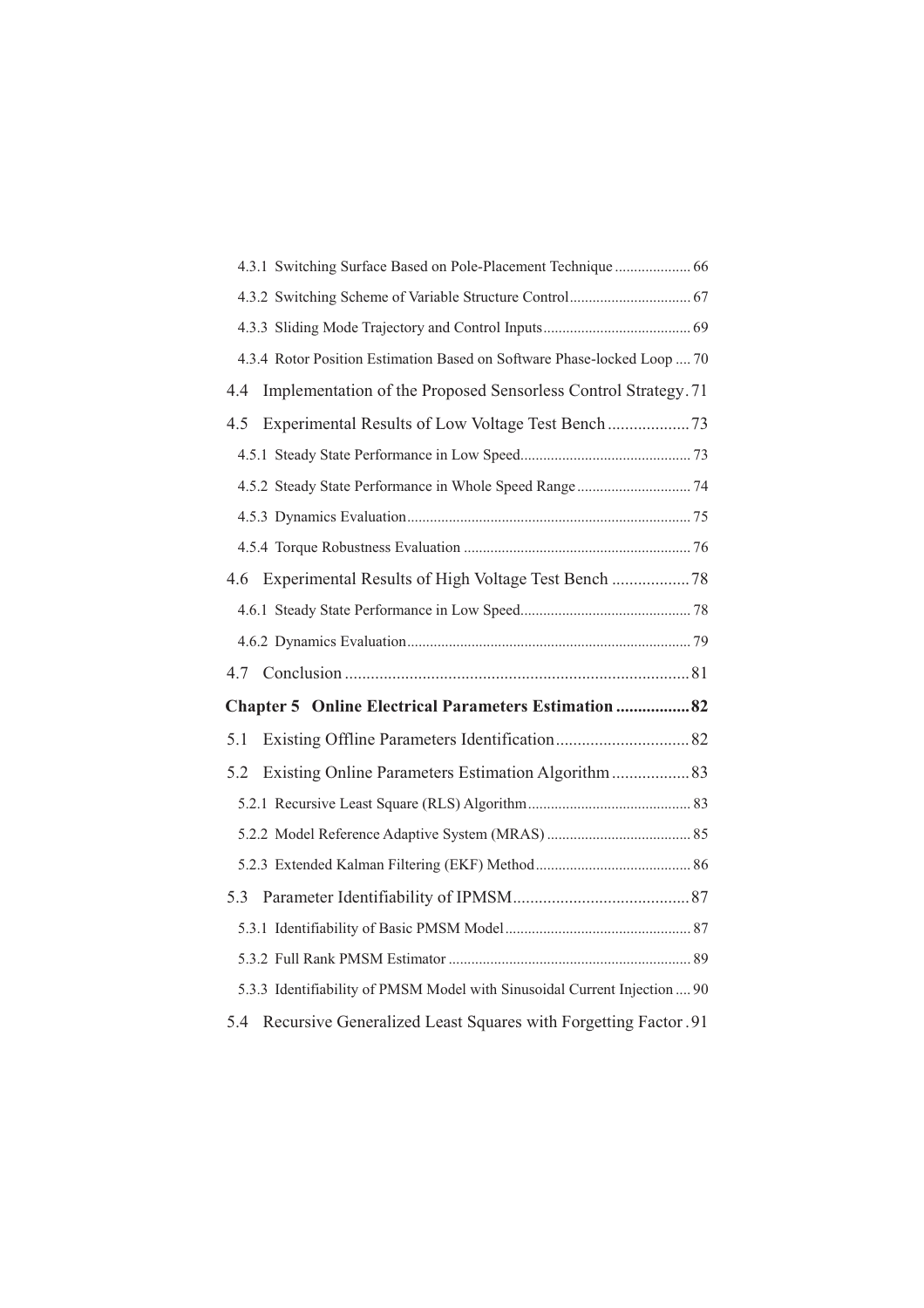4.3.1 Switching Surface Based on Pole-Placement Technique .................... 66

4.3.2 Switching Scheme of Variable Structure Control................................ 67

4.3.3 Sliding Mode Trajectory and Control Inputs....................................... 69

4.3.4 Rotor Position Estimation Based on Software Phase-locked Loop .... 70

4.4 Implementation of the Proposed Sensorless Control Strategy. 71

4.5 Experimental Results of Low Voltage Test Bench ................... 73

4.5.1 Steady State Performance in Low Speed............................................. 73

4.5.2 Steady State Performance in Whole Speed Range.............................. 74

4.5.3 Dynamics Evaluation........................................................................... 75

4.5.4 Torque Robustness Evaluation ............................................................ 76

4.6 Experimental Results of High Voltage Test Bench .................. 78

4.6.1 Steady State Performance in Low Speed............................................. 78

4.6.2 Dynamics Evaluation........................................................................... 79

4.7 Conclusion ................................................................................ 81

**Chapter 5 Online Electrical Parameters Estimation ................. 82**

5.1 Existing Offline Parameters Identification............................... 82

5.2 Existing Online Parameters Estimation Algorithm.................. 83

5.2.1 Recursive Least Square (RLS) Algorithm........................................... 83

5.2.2 Model Reference Adaptive System (MRAS) ...................................... 85

5.2.3 Extended Kalman Filtering (EKF) Method......................................... 86

5.3 Parameter Identifiability of IPMSM......................................... 87

5.3.1 Identifiability of Basic PMSM Model................................................. 87

5.3.2 Full Rank PMSM Estimator ................................................................ 89

5.3.3 Identifiability of PMSM Model with Sinusoidal Current Injection .... 90

5.4 Recursive Generalized Least Squares with Forgetting Factor . 91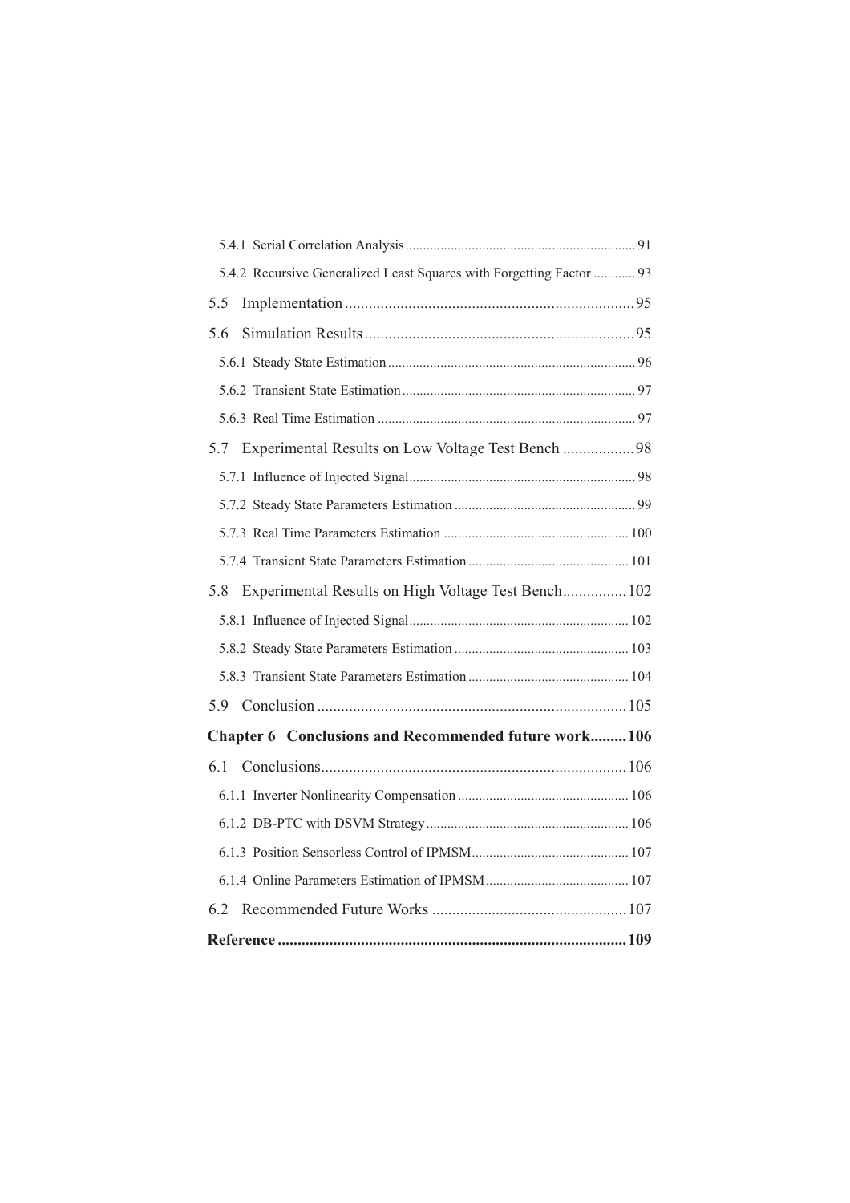5.4.1 Serial Correlation Analysis .................................................................. 91

5.4.2 Recursive Generalized Least Squares with Forgetting Factor ............ 93

5.5 Implementation ........................................................................ 95

5.6 Simulation Results .................................................................... 95

5.6.1 Steady State Estimation ....................................................................... 96

5.6.2 Transient State Estimation ................................................................... 97

5.6.3 Real Time Estimation .......................................................................... 97

5.7 Experimental Results on Low Voltage Test Bench .................. 98

5.7.1 Influence of Injected Signal ................................................................. 98

5.7.2 Steady State Parameters Estimation .................................................... 99

5.7.3 Real Time Parameters Estimation ..................................................... 100

5.7.4 Transient State Parameters Estimation .............................................. 101

5.8 Experimental Results on High Voltage Test Bench ................ 102

5.8.1 Influence of Injected Signal ............................................................... 102

5.8.2 Steady State Parameters Estimation .................................................. 103

5.8.3 Transient State Parameters Estimation .............................................. 104

5.9 Conclusion ............................................................................. 105

**Chapter 6 Conclusions and Recommended future work ......... 106**

6.1 Conclusions ............................................................................ 106

6.1.1 Inverter Nonlinearity Compensation ................................................. 106

6.1.2 DB-PTC with DSVM Strategy .......................................................... 106

6.1.3 Position Sensorless Control of IPMSM ............................................. 107

6.1.4 Online Parameters Estimation of IPMSM ......................................... 107

6.2 Recommended Future Works ................................................. 107

**Reference ....................................................................................... 109**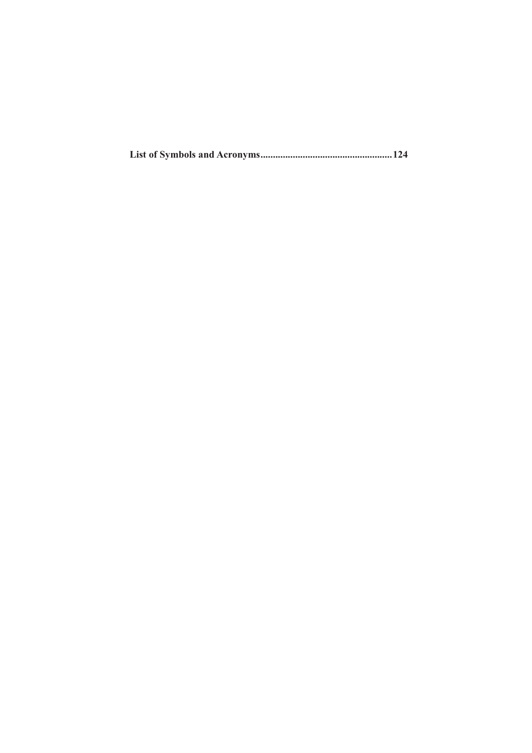**List of Symbols and Acronyms......................................................124**